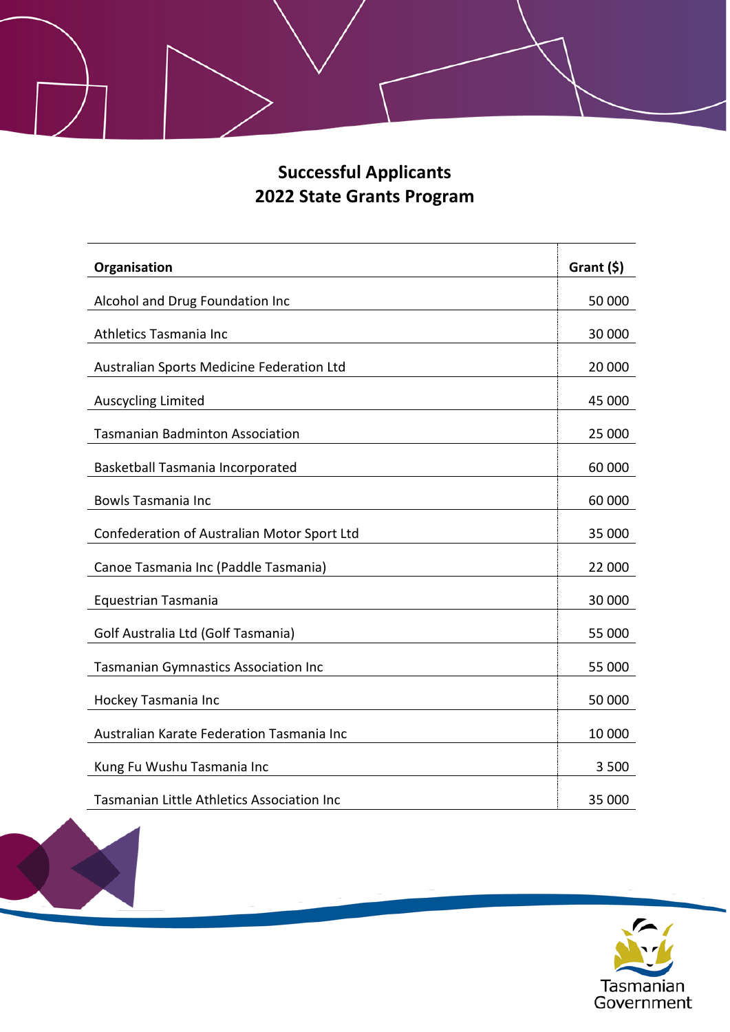# Successful Applicants
# 2022 State Grants Program

| Organisation | Grant ($) |
|---|---|
| Alcohol and Drug Foundation Inc | 50 000 |
| Athletics Tasmania Inc | 30 000 |
| Australian Sports Medicine Federation Ltd | 20 000 |
| Auscycling Limited | 45 000 |
| Tasmanian Badminton Association | 25 000 |
| Basketball Tasmania Incorporated | 60 000 |
| Bowls Tasmania Inc | 60 000 |
| Confederation of Australian Motor Sport Ltd | 35 000 |
| Canoe Tasmania Inc (Paddle Tasmania) | 22 000 |
| Equestrian Tasmania | 30 000 |
| Golf Australia Ltd (Golf Tasmania) | 55 000 |
| Tasmanian Gymnastics Association Inc | 55 000 |
| Hockey Tasmania Inc | 50 000 |
| Australian Karate Federation Tasmania Inc | 10 000 |
| Kung Fu Wushu Tasmania Inc | 3 500 |
| Tasmanian Little Athletics Association Inc | 35 000 |

Tasmanian Government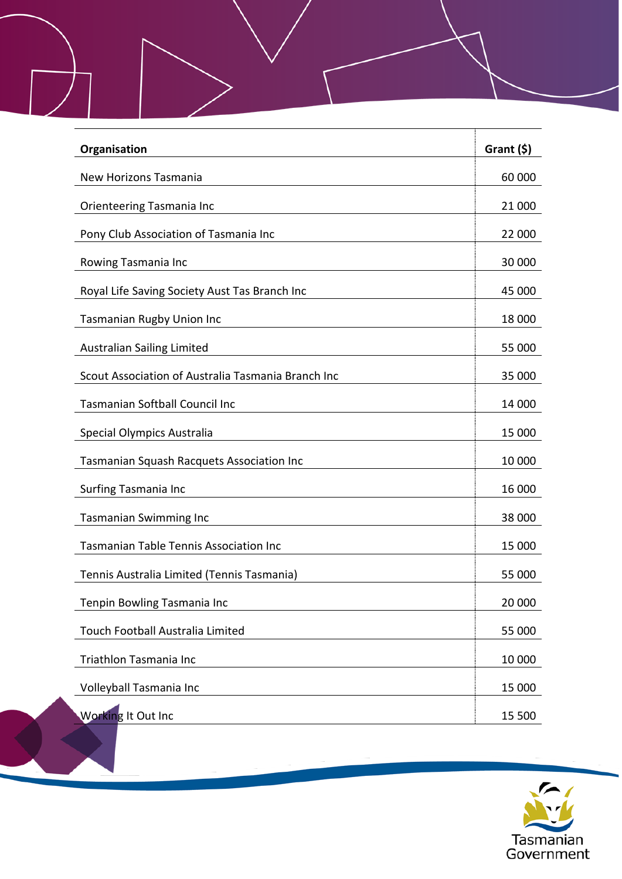| Organisation | Grant ($) |
| --- | --- |
| New Horizons Tasmania | 60 000 |
| Orienteering Tasmania Inc | 21 000 |
| Pony Club Association of Tasmania Inc | 22 000 |
| Rowing Tasmania Inc | 30 000 |
| Royal Life Saving Society Aust Tas Branch Inc | 45 000 |
| Tasmanian Rugby Union Inc | 18 000 |
| Australian Sailing Limited | 55 000 |
| Scout Association of Australia Tasmania Branch Inc | 35 000 |
| Tasmanian Softball Council Inc | 14 000 |
| Special Olympics Australia | 15 000 |
| Tasmanian Squash Racquets Association Inc | 10 000 |
| Surfing Tasmania Inc | 16 000 |
| Tasmanian Swimming Inc | 38 000 |
| Tasmanian Table Tennis Association Inc | 15 000 |
| Tennis Australia Limited (Tennis Tasmania) | 55 000 |
| Tenpin Bowling Tasmania Inc | 20 000 |
| Touch Football Australia Limited | 55 000 |
| Triathlon Tasmania Inc | 10 000 |
| Volleyball Tasmania Inc | 15 000 |
| Working It Out Inc | 15 500 |